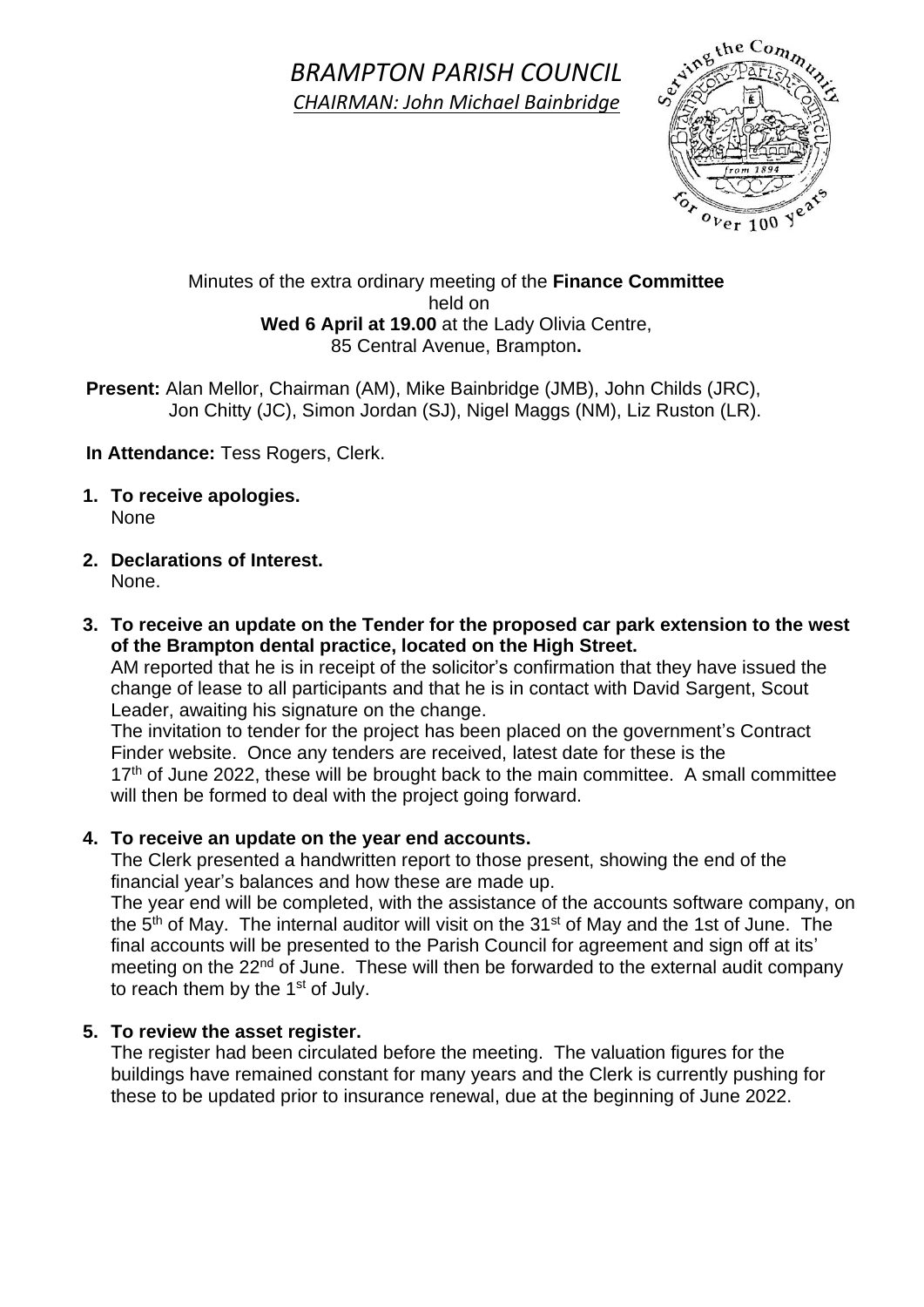# *BRAMPTON PARISH COUNCIL*

*CHAIRMAN: John Michael Bainbridge*

Minutes of the extra ordinary meeting of the **Finance Committee**
held on
**Wed 6 April at 19.00** at the Lady Olivia Centre,
85 Central Avenue, Brampton**.**

**Present:** Alan Mellor, Chairman (AM), Mike Bainbridge (JMB), John Childs (JRC), Jon Chitty (JC), Simon Jordan (SJ), Nigel Maggs (NM), Liz Ruston (LR).

**In Attendance:** Tess Rogers, Clerk.

1. **To receive apologies.**
   None

2. **Declarations of Interest.**
   None.

3. **To receive an update on the Tender for the proposed car park extension to the west of the Brampton dental practice, located on the High Street.**
   AM reported that he is in receipt of the solicitor's confirmation that they have issued the change of lease to all participants and that he is in contact with David Sargent, Scout Leader, awaiting his signature on the change.
   The invitation to tender for the project has been placed on the government's Contract Finder website. Once any tenders are received, latest date for these is the 17th of June 2022, these will be brought back to the main committee. A small committee will then be formed to deal with the project going forward.

4. **To receive an update on the year end accounts.**
   The Clerk presented a handwritten report to those present, showing the end of the financial year's balances and how these are made up.
   The year end will be completed, with the assistance of the accounts software company, on the 5th of May. The internal auditor will visit on the 31st of May and the 1st of June. The final accounts will be presented to the Parish Council for agreement and sign off at its' meeting on the 22nd of June. These will then be forwarded to the external audit company to reach them by the 1st of July.

5. **To review the asset register.**
   The register had been circulated before the meeting. The valuation figures for the buildings have remained constant for many years and the Clerk is currently pushing for these to be updated prior to insurance renewal, due at the beginning of June 2022.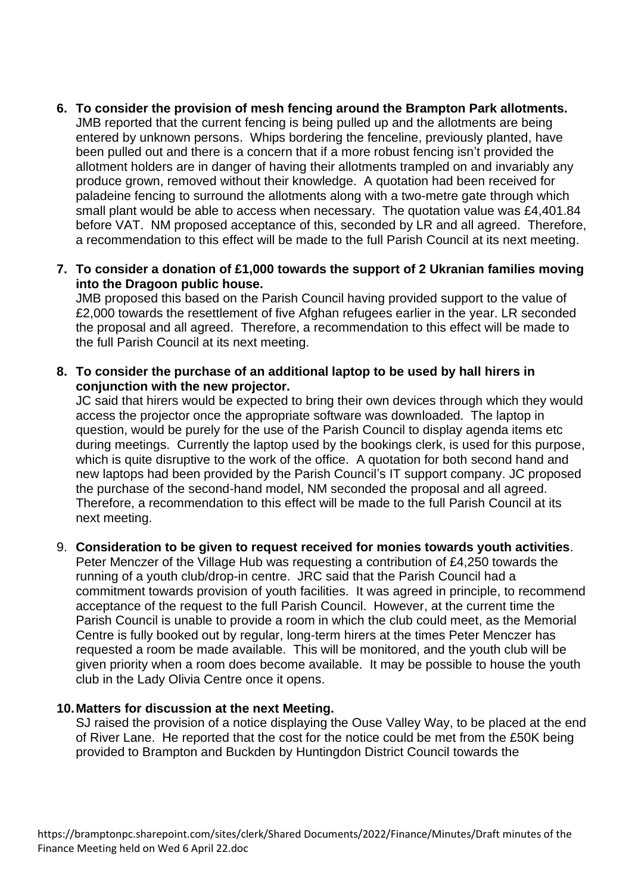6. **To consider the provision of mesh fencing around the Brampton Park allotments.**
   JMB reported that the current fencing is being pulled up and the allotments are being entered by unknown persons. Whips bordering the fenceline, previously planted, have been pulled out and there is a concern that if a more robust fencing isn't provided the allotment holders are in danger of having their allotments trampled on and invariably any produce grown, removed without their knowledge. A quotation had been received for paladeine fencing to surround the allotments along with a two-metre gate through which small plant would be able to access when necessary. The quotation value was £4,401.84 before VAT. NM proposed acceptance of this, seconded by LR and all agreed. Therefore, a recommendation to this effect will be made to the full Parish Council at its next meeting.

7. **To consider a donation of £1,000 towards the support of 2 Ukranian families moving into the Dragoon public house.**
   JMB proposed this based on the Parish Council having provided support to the value of £2,000 towards the resettlement of five Afghan refugees earlier in the year. LR seconded the proposal and all agreed. Therefore, a recommendation to this effect will be made to the full Parish Council at its next meeting.

8. **To consider the purchase of an additional laptop to be used by hall hirers in conjunction with the new projector.**
   JC said that hirers would be expected to bring their own devices through which they would access the projector once the appropriate software was downloaded. The laptop in question, would be purely for the use of the Parish Council to display agenda items etc during meetings. Currently the laptop used by the bookings clerk, is used for this purpose, which is quite disruptive to the work of the office. A quotation for both second hand and new laptops had been provided by the Parish Council's IT support company. JC proposed the purchase of the second-hand model, NM seconded the proposal and all agreed. Therefore, a recommendation to this effect will be made to the full Parish Council at its next meeting.

9. **Consideration to be given to request received for monies towards youth activities**.
   Peter Menczer of the Village Hub was requesting a contribution of £4,250 towards the running of a youth club/drop-in centre. JRC said that the Parish Council had a commitment towards provision of youth facilities. It was agreed in principle, to recommend acceptance of the request to the full Parish Council. However, at the current time the Parish Council is unable to provide a room in which the club could meet, as the Memorial Centre is fully booked out by regular, long-term hirers at the times Peter Menczer has requested a room be made available. This will be monitored, and the youth club will be given priority when a room does become available. It may be possible to house the youth club in the Lady Olivia Centre once it opens.

10. **Matters for discussion at the next Meeting.**
    SJ raised the provision of a notice displaying the Ouse Valley Way, to be placed at the end of River Lane. He reported that the cost for the notice could be met from the £50K being provided to Brampton and Buckden by Huntingdon District Council towards the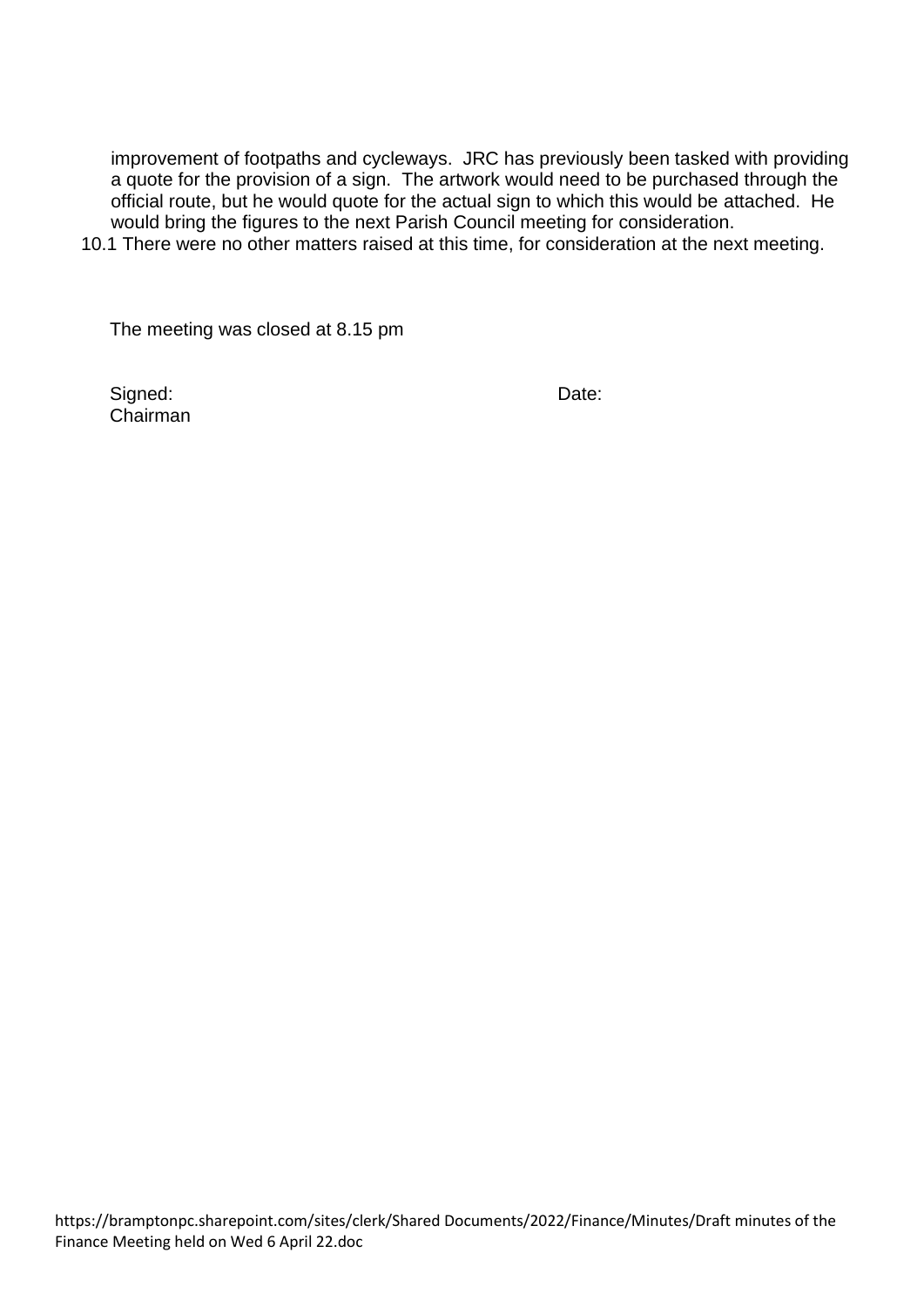improvement of footpaths and cycleways. JRC has previously been tasked with providing a quote for the provision of a sign. The artwork would need to be purchased through the official route, but he would quote for the actual sign to which this would be attached. He would bring the figures to the next Parish Council meeting for consideration.

10.1 There were no other matters raised at this time, for consideration at the next meeting.

The meeting was closed at 8.15 pm

Signed: Date:

Chairman

https://bramptonpc.sharepoint.com/sites/clerk/Shared Documents/2022/Finance/Minutes/Draft minutes of the Finance Meeting held on Wed 6 April 22.doc